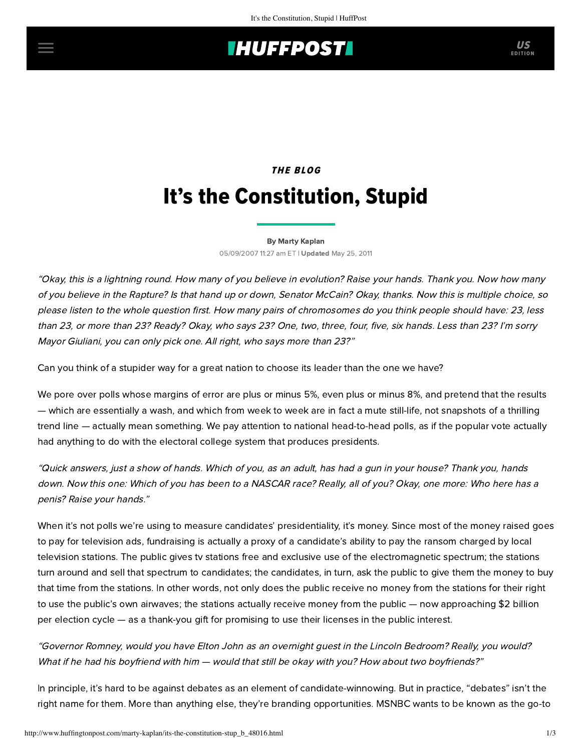THE BLOG

# It's the Constitution, Stupid

By Marty Kaplan

05/09/2007 11:27 am ET | **Updated** May 25, 2011

*"Okay, this is a lightning round. How many of you believe in evolution? Raise your hands. Thank you. Now how many of you believe in the Rapture? Is that hand up or down, Senator McCain? Okay, thanks. Now this is multiple choice, so please listen to the whole question first. How many pairs of chromosomes do you think people should have: 23, less than 23, or more than 23? Ready? Okay, who says 23? One, two, three, four, five, six hands. Less than 23? I'm sorry Mayor Giuliani, you can only pick one. All right, who says more than 23?"*

Can you think of a stupider way for a great nation to choose its leader than the one we have?

We pore over polls whose margins of error are plus or minus 5%, even plus or minus 8%, and pretend that the results — which are essentially a wash, and which from week to week are in fact a mute still-life, not snapshots of a thrilling trend line — actually mean something. We pay attention to national head-to-head polls, as if the popular vote actually had anything to do with the electoral college system that produces presidents.

*"Quick answers, just a show of hands. Which of you, as an adult, has had a gun in your house? Thank you, hands down. Now this one: Which of you has been to a NASCAR race? Really, all of you? Okay, one more: Who here has a penis? Raise your hands."*

When it's not polls we're using to measure candidates' presidentiality, it's money. Since most of the money raised goes to pay for television ads, fundraising is actually a proxy of a candidate's ability to pay the ransom charged by local television stations. The public gives tv stations free and exclusive use of the electromagnetic spectrum; the stations turn around and sell that spectrum to candidates; the candidates, in turn, ask the public to give them the money to buy that time from the stations. In other words, not only does the public receive no money from the stations for their right to use the public's own airwaves; the stations actually receive money from the public — now approaching $2 billion per election cycle — as a thank-you gift for promising to use their licenses in the public interest.

*"Governor Romney, would you have Elton John as an overnight guest in the Lincoln Bedroom? Really, you would? What if he had his boyfriend with him — would that still be okay with you? How about two boyfriends?"*

In principle, it's hard to be against debates as an element of candidate-winnowing. But in practice, "debates" isn't the right name for them. More than anything else, they're branding opportunities. MSNBC wants to be known as the go-to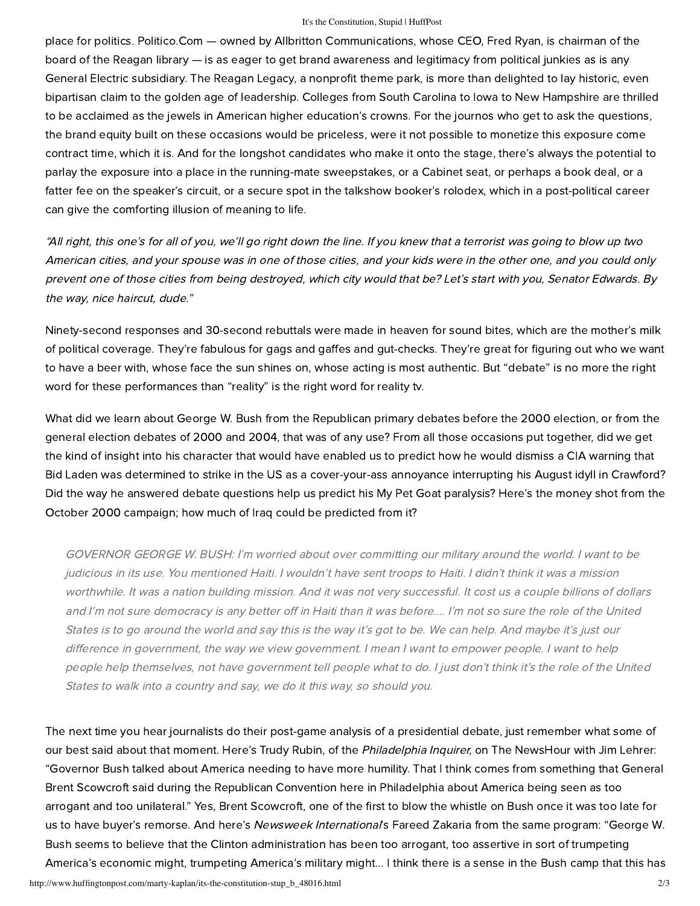place for politics. Politico.Com — owned by Allbritton Communications, whose CEO, Fred Ryan, is chairman of the board of the Reagan library — is as eager to get brand awareness and legitimacy from political junkies as is any General Electric subsidiary. The Reagan Legacy, a nonprofit theme park, is more than delighted to lay historic, even bipartisan claim to the golden age of leadership. Colleges from South Carolina to Iowa to New Hampshire are thrilled to be acclaimed as the jewels in American higher education's crowns. For the journos who get to ask the questions, the brand equity built on these occasions would be priceless, were it not possible to monetize this exposure come contract time, which it is. And for the longshot candidates who make it onto the stage, there's always the potential to parlay the exposure into a place in the running-mate sweepstakes, or a Cabinet seat, or perhaps a book deal, or a fatter fee on the speaker's circuit, or a secure spot in the talkshow booker's rolodex, which in a post-political career can give the comforting illusion of meaning to life.

*"All right, this one's for all of you, we'll go right down the line. If you knew that a terrorist was going to blow up two American cities, and your spouse was in one of those cities, and your kids were in the other one, and you could only prevent one of those cities from being destroyed, which city would that be? Let's start with you, Senator Edwards. By the way, nice haircut, dude."*

Ninety-second responses and 30-second rebuttals were made in heaven for sound bites, which are the mother's milk of political coverage. They're fabulous for gags and gaffes and gut-checks. They're great for figuring out who we want to have a beer with, whose face the sun shines on, whose acting is most authentic. But "debate" is no more the right word for these performances than "reality" is the right word for reality tv.

What did we learn about George W. Bush from the Republican primary debates before the 2000 election, or from the general election debates of 2000 and 2004, that was of any use? From all those occasions put together, did we get the kind of insight into his character that would have enabled us to predict how he would dismiss a CIA warning that Bid Laden was determined to strike in the US as a cover-your-ass annoyance interrupting his August idyll in Crawford? Did the way he answered debate questions help us predict his My Pet Goat paralysis? Here's the money shot from the October 2000 campaign; how much of Iraq could be predicted from it?

> *GOVERNOR GEORGE W. BUSH: I'm worried about over committing our military around the world. I want to be judicious in its use. You mentioned Haiti. I wouldn't have sent troops to Haiti. I didn't think it was a mission worthwhile. It was a nation building mission. And it was not very successful. It cost us a couple billions of dollars and I'm not sure democracy is any better off in Haiti than it was before.... I'm not so sure the role of the United States is to go around the world and say this is the way it's got to be. We can help. And maybe it's just our difference in government, the way we view government. I mean I want to empower people. I want to help people help themselves, not have government tell people what to do. I just don't think it's the role of the United States to walk into a country and say, we do it this way, so should you.*

The next time you hear journalists do their post-game analysis of a presidential debate, just remember what some of our best said about that moment. Here's Trudy Rubin, of the *Philadelphia Inquirer,* on The NewsHour with Jim Lehrer: "Governor Bush talked about America needing to have more humility. That I think comes from something that General Brent Scowcroft said during the Republican Convention here in Philadelphia about America being seen as too arrogant and too unilateral." Yes, Brent Scowcroft, one of the first to blow the whistle on Bush once it was too late for us to have buyer's remorse. And here's *Newsweek International*'s Fareed Zakaria from the same program: "George W. Bush seems to believe that the Clinton administration has been too arrogant, too assertive in sort of trumpeting America's economic might, trumpeting America's military might... I think there is a sense in the Bush camp that this has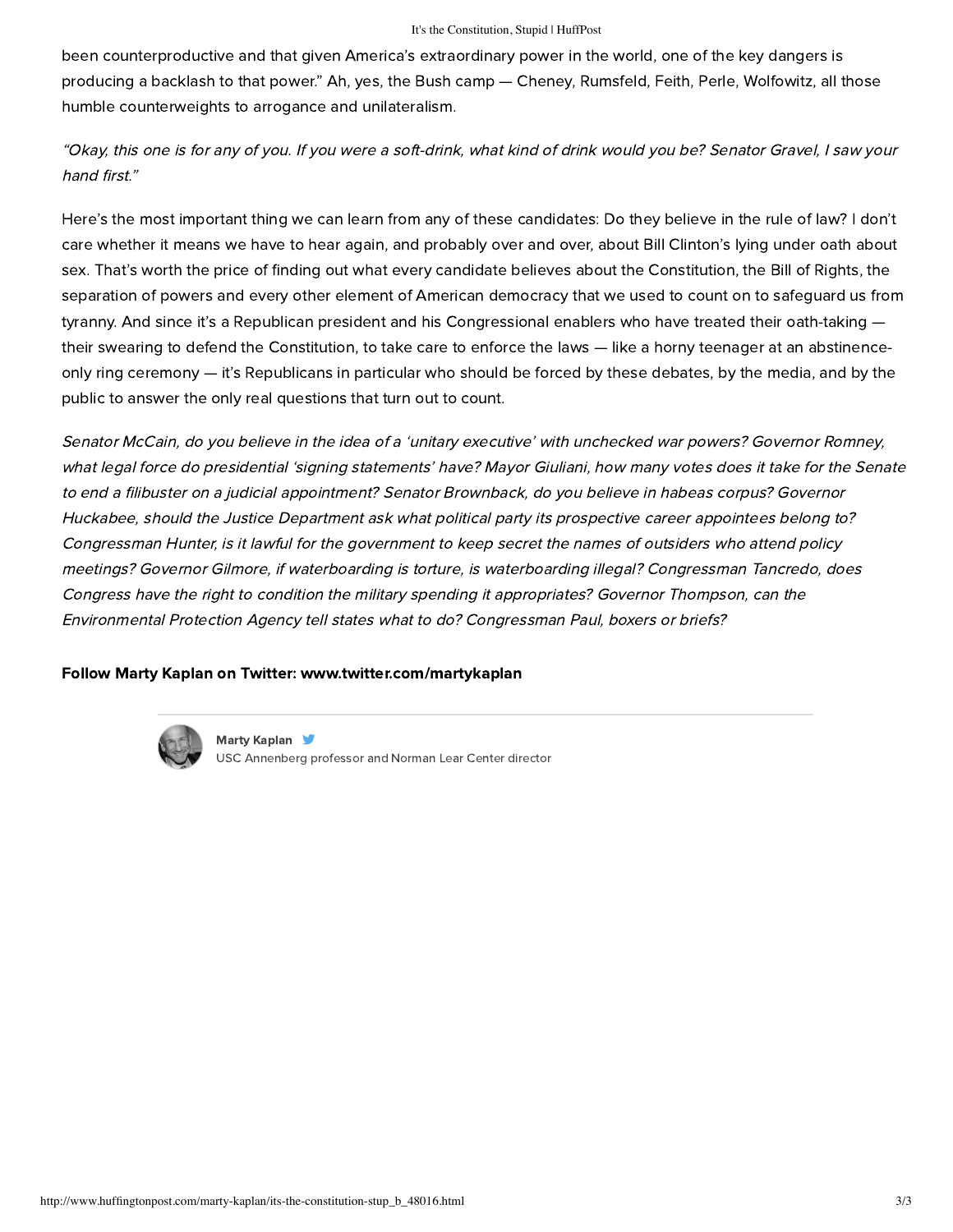been counterproductive and that given America's extraordinary power in the world, one of the key dangers is producing a backlash to that power." Ah, yes, the Bush camp — Cheney, Rumsfeld, Feith, Perle, Wolfowitz, all those humble counterweights to arrogance and unilateralism.

*"Okay, this one is for any of you. If you were a soft-drink, what kind of drink would you be? Senator Gravel, I saw your hand first."*

Here's the most important thing we can learn from any of these candidates: Do they believe in the rule of law? I don't care whether it means we have to hear again, and probably over and over, about Bill Clinton's lying under oath about sex. That's worth the price of finding out what every candidate believes about the Constitution, the Bill of Rights, the separation of powers and every other element of American democracy that we used to count on to safeguard us from tyranny. And since it's a Republican president and his Congressional enablers who have treated their oath-taking — their swearing to defend the Constitution, to take care to enforce the laws — like a horny teenager at an abstinence-only ring ceremony — it's Republicans in particular who should be forced by these debates, by the media, and by the public to answer the only real questions that turn out to count.

*Senator McCain, do you believe in the idea of a 'unitary executive' with unchecked war powers? Governor Romney, what legal force do presidential 'signing statements' have? Mayor Giuliani, how many votes does it take for the Senate to end a filibuster on a judicial appointment? Senator Brownback, do you believe in habeas corpus? Governor Huckabee, should the Justice Department ask what political party its prospective career appointees belong to? Congressman Hunter, is it lawful for the government to keep secret the names of outsiders who attend policy meetings? Governor Gilmore, if waterboarding is torture, is waterboarding illegal? Congressman Tancredo, does Congress have the right to condition the military spending it appropriates? Governor Thompson, can the Environmental Protection Agency tell states what to do? Congressman Paul, boxers or briefs?*

**Follow Marty Kaplan on Twitter: www.twitter.com/martykaplan**

Marty Kaplan

USC Annenberg professor and Norman Lear Center director